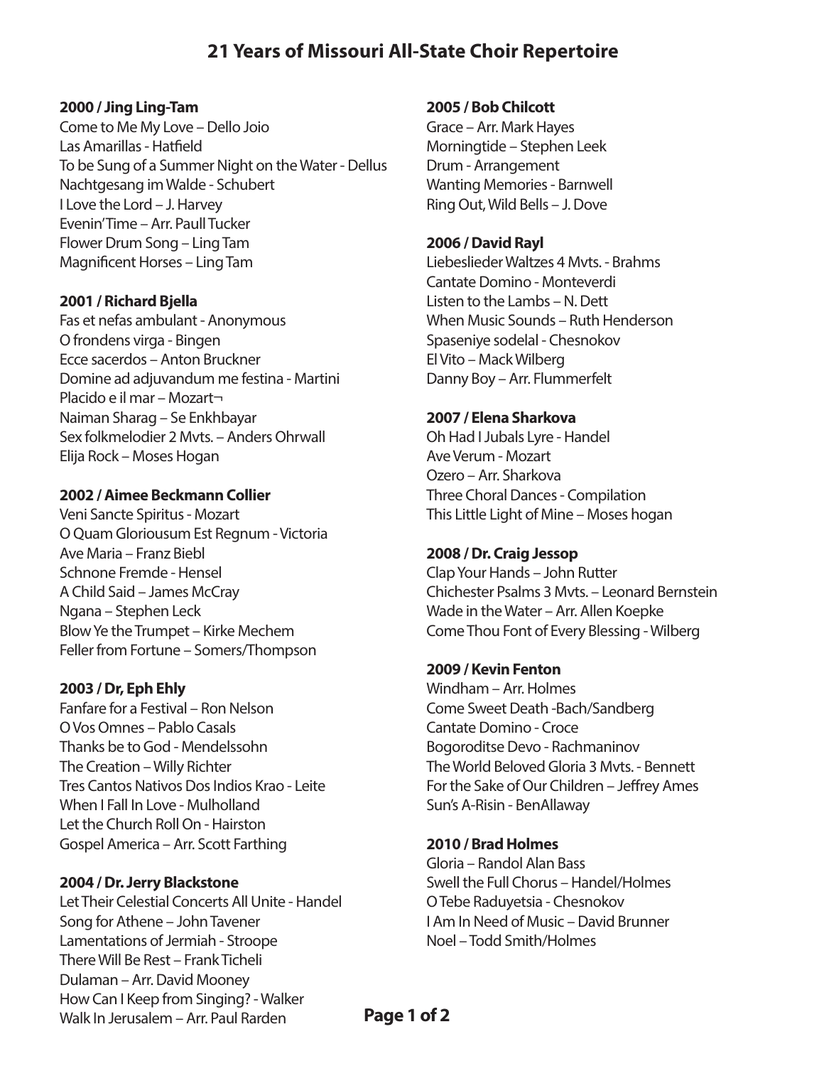# 21 Years of Missouri All-State Choir Repertoire

**2000 / Jing Ling-Tam**
Come to Me My Love – Dello Joio
Las Amarillas - Hatfield
To be Sung of a Summer Night on the Water - Dellus
Nachtgesang im Walde - Schubert
I Love the Lord – J. Harvey
Evenin' Time – Arr. Paull Tucker
Flower Drum Song – Ling Tam
Magnificent Horses – Ling Tam

**2001 / Richard Bjella**
Fas et nefas ambulant - Anonymous
O frondens virga - Bingen
Ecce sacerdos – Anton Bruckner
Domine ad adjuvandum me festina - Martini
Placido e il mar – Mozart¬
Naiman Sharag – Se Enkhbayar
Sex folkmelodier 2 Mvts. – Anders Ohrwall
Elija Rock – Moses Hogan

**2002 / Aimee Beckmann Collier**
Veni Sancte Spiritus - Mozart
O Quam Gloriousum Est Regnum - Victoria
Ave Maria – Franz Biebl
Schnone Fremde - Hensel
A Child Said – James McCray
Ngana – Stephen Leck
Blow Ye the Trumpet – Kirke Mechem
Feller from Fortune – Somers/Thompson

**2003 / Dr, Eph Ehly**
Fanfare for a Festival – Ron Nelson
O Vos Omnes – Pablo Casals
Thanks be to God - Mendelssohn
The Creation – Willy Richter
Tres Cantos Nativos Dos Indios Krao - Leite
When I Fall In Love - Mulholland
Let the Church Roll On - Hairston
Gospel America – Arr. Scott Farthing

**2004 / Dr. Jerry Blackstone**
Let Their Celestial Concerts All Unite - Handel
Song for Athene – John Tavener
Lamentations of Jermiah - Stroope
There Will Be Rest – Frank Ticheli
Dulaman – Arr. David Mooney
How Can I Keep from Singing? - Walker
Walk In Jerusalem – Arr. Paul Rarden

**2005 / Bob Chilcott**
Grace – Arr. Mark Hayes
Morningtide – Stephen Leek
Drum - Arrangement
Wanting Memories - Barnwell
Ring Out, Wild Bells – J. Dove

**2006 / David Rayl**
Liebeslieder Waltzes 4 Mvts. - Brahms
Cantate Domino - Monteverdi
Listen to the Lambs – N. Dett
When Music Sounds – Ruth Henderson
Spaseniye sodelal - Chesnokov
El Vito – Mack Wilberg
Danny Boy – Arr. Flummerfelt

**2007 / Elena Sharkova**
Oh Had I Jubals Lyre - Handel
Ave Verum - Mozart
Ozero – Arr. Sharkova
Three Choral Dances - Compilation
This Little Light of Mine – Moses hogan

**2008 / Dr. Craig Jessop**
Clap Your Hands – John Rutter
Chichester Psalms 3 Mvts. – Leonard Bernstein
Wade in the Water – Arr. Allen Koepke
Come Thou Font of Every Blessing - Wilberg

**2009 / Kevin Fenton**
Windham – Arr. Holmes
Come Sweet Death -Bach/Sandberg
Cantate Domino - Croce
Bogoroditse Devo - Rachmaninov
The World Beloved Gloria 3 Mvts. - Bennett
For the Sake of Our Children – Jeffrey Ames
Sun's A-Risin - BenAllaway

**2010 / Brad Holmes**
Gloria – Randol Alan Bass
Swell the Full Chorus – Handel/Holmes
O Tebe Raduyetsia - Chesnokov
I Am In Need of Music – David Brunner
Noel – Todd Smith/Holmes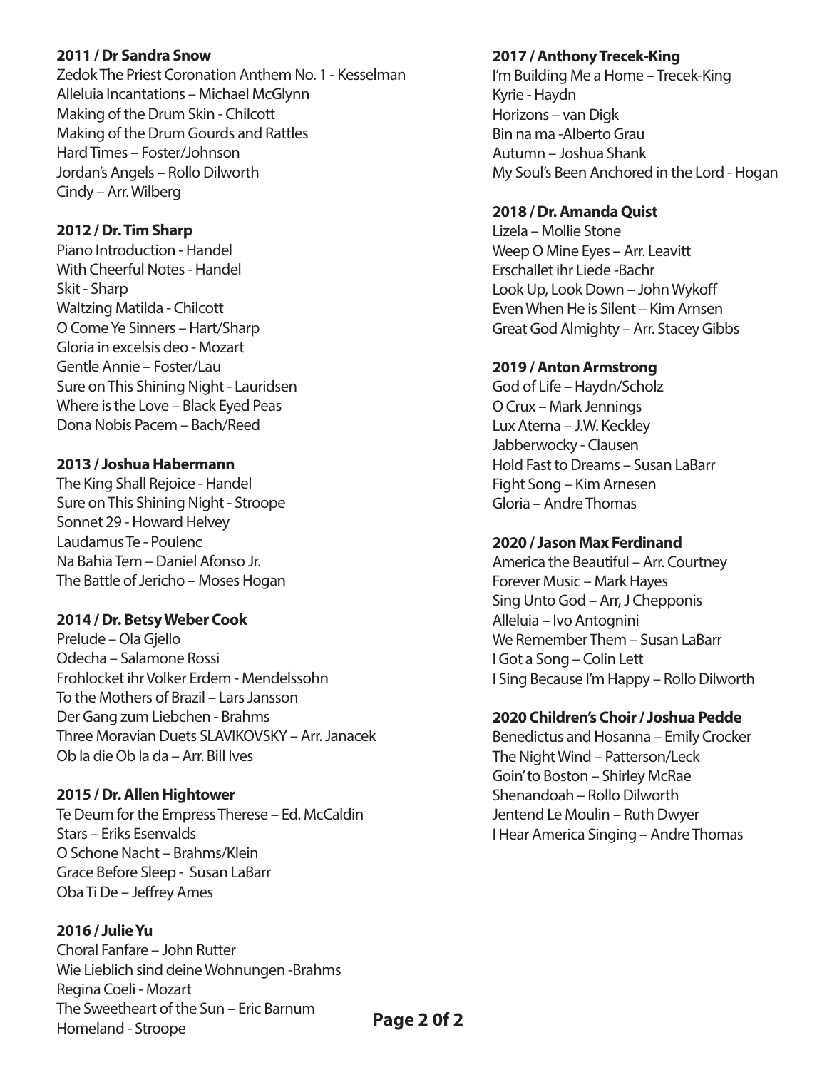**2011 / Dr Sandra Snow**

Zedok The Priest Coronation Anthem No. 1 - Kesselman
Alleluia Incantations – Michael McGlynn
Making of the Drum Skin - Chilcott
Making of the Drum Gourds and Rattles
Hard Times – Foster/Johnson
Jordan's Angels – Rollo Dilworth
Cindy – Arr. Wilberg

**2012 / Dr. Tim Sharp**

Piano Introduction - Handel
With Cheerful Notes - Handel
Skit - Sharp
Waltzing Matilda - Chilcott
O Come Ye Sinners – Hart/Sharp
Gloria in excelsis deo - Mozart
Gentle Annie – Foster/Lau
Sure on This Shining Night - Lauridsen
Where is the Love – Black Eyed Peas
Dona Nobis Pacem – Bach/Reed

**2013 / Joshua Habermann**

The King Shall Rejoice - Handel
Sure on This Shining Night - Stroope
Sonnet 29 - Howard Helvey
Laudamus Te - Poulenc
Na Bahia Tem – Daniel Afonso Jr.
The Battle of Jericho – Moses Hogan

**2014 / Dr. Betsy Weber Cook**

Prelude – Ola Gjello
Odecha – Salamone Rossi
Frohlocket ihr Volker Erdem - Mendelssohn
To the Mothers of Brazil – Lars Jansson
Der Gang zum Liebchen - Brahms
Three Moravian Duets SLAVIKOVSKY – Arr. Janacek
Ob la die Ob la da – Arr. Bill Ives

**2015 / Dr. Allen Hightower**

Te Deum for the Empress Therese – Ed. McCaldin
Stars – Eriks Esenvalds
O Schone Nacht – Brahms/Klein
Grace Before Sleep - Susan LaBarr
Oba Ti De – Jeffrey Ames

**2016 / Julie Yu**

Choral Fanfare – John Rutter
Wie Lieblich sind deine Wohnungen -Brahms
Regina Coeli - Mozart
The Sweetheart of the Sun – Eric Barnum
Homeland - Stroope

**2017 / Anthony Trecek-King**

I'm Building Me a Home – Trecek-King
Kyrie - Haydn
Horizons – van Digk
Bin na ma -Alberto Grau
Autumn – Joshua Shank
My Soul's Been Anchored in the Lord - Hogan

**2018 / Dr. Amanda Quist**

Lizela – Mollie Stone
Weep O Mine Eyes – Arr. Leavitt
Erschallet ihr Liede -Bachr
Look Up, Look Down – John Wykoff
Even When He is Silent – Kim Arnsen
Great God Almighty – Arr. Stacey Gibbs

**2019 / Anton Armstrong**

God of Life – Haydn/Scholz
O Crux – Mark Jennings
Lux Aterna – J.W. Keckley
Jabberwocky - Clausen
Hold Fast to Dreams – Susan LaBarr
Fight Song – Kim Arnesen
Gloria – Andre Thomas

**2020 / Jason Max Ferdinand**

America the Beautiful – Arr. Courtney
Forever Music – Mark Hayes
Sing Unto God – Arr, J Chepponis
Alleluia – Ivo Antognini
We Remember Them – Susan LaBarr
I Got a Song – Colin Lett
I Sing Because I'm Happy – Rollo Dilworth

**2020 Children's Choir / Joshua Pedde**

Benedictus and Hosanna – Emily Crocker
The Night Wind – Patterson/Leck
Goin' to Boston – Shirley McRae
Shenandoah – Rollo Dilworth
Jentend Le Moulin – Ruth Dwyer
I Hear America Singing – Andre Thomas